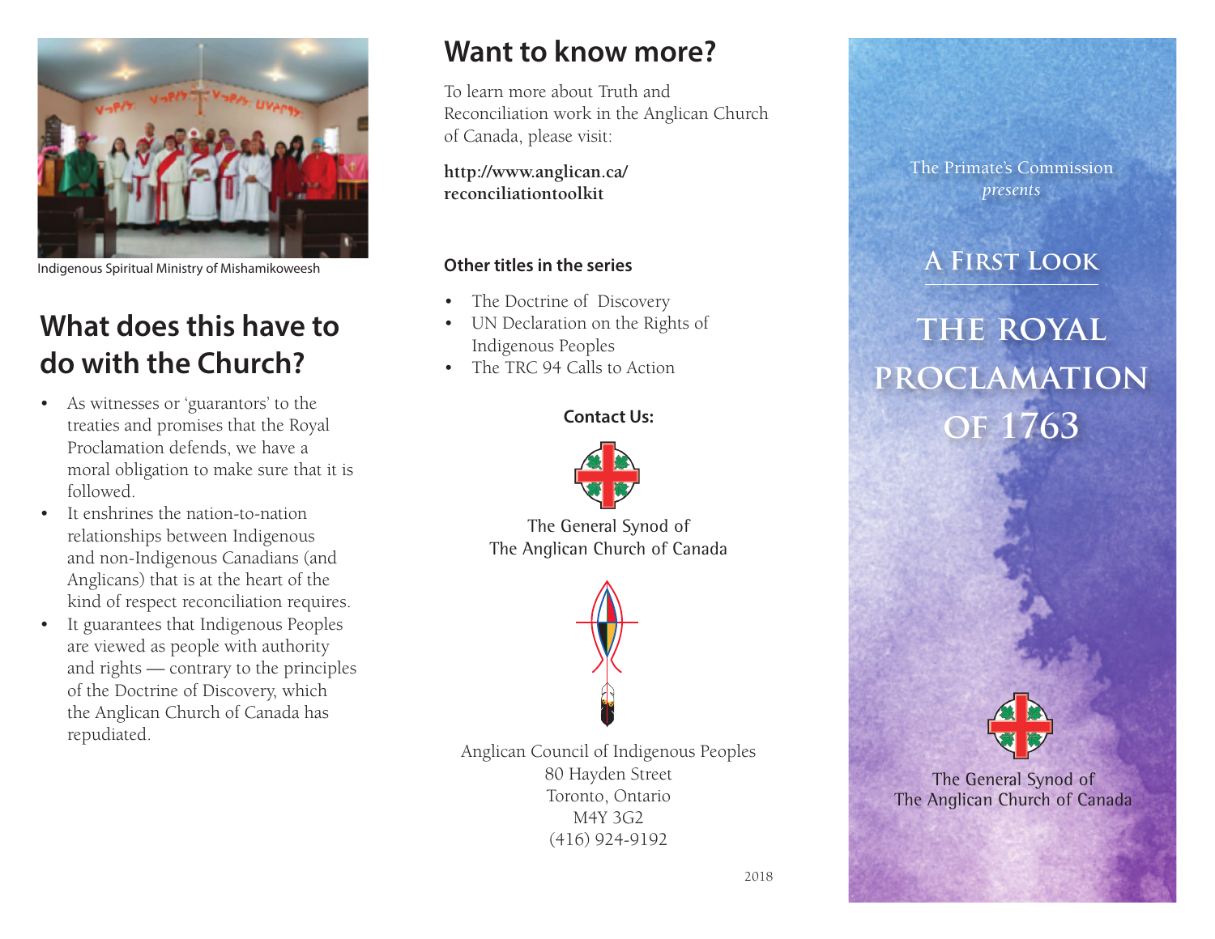Indigenous Spiritual Ministry of Mishamikoweesh

## What does this have to do with the Church?

- As witnesses or 'guarantors' to the treaties and promises that the Royal Proclamation defends, we have a moral obligation to make sure that it is followed.
- It enshrines the nation-to-nation relationships between Indigenous and non-Indigenous Canadians (and Anglicans) that is at the heart of the kind of respect reconciliation requires.
- It guarantees that Indigenous Peoples are viewed as people with authority and rights — contrary to the principles of the Doctrine of Discovery, which the Anglican Church of Canada has repudiated.

## Want to know more?

To learn more about Truth and Reconciliation work in the Anglican Church of Canada, please visit:

**http://www.anglican.ca/reconciliationtoolkit**

### Other titles in the series

- The Doctrine of Discovery
- UN Declaration on the Rights of Indigenous Peoples
- The TRC 94 Calls to Action

**Contact Us:**

The General Synod of
The Anglican Church of Canada

Anglican Council of Indigenous Peoples
80 Hayden Street
Toronto, Ontario
M4Y 3G2
(416) 924-9192

2018

The Primate's Commission
*presents*

## A First Look

# The Royal Proclamation of 1763

The General Synod of
The Anglican Church of Canada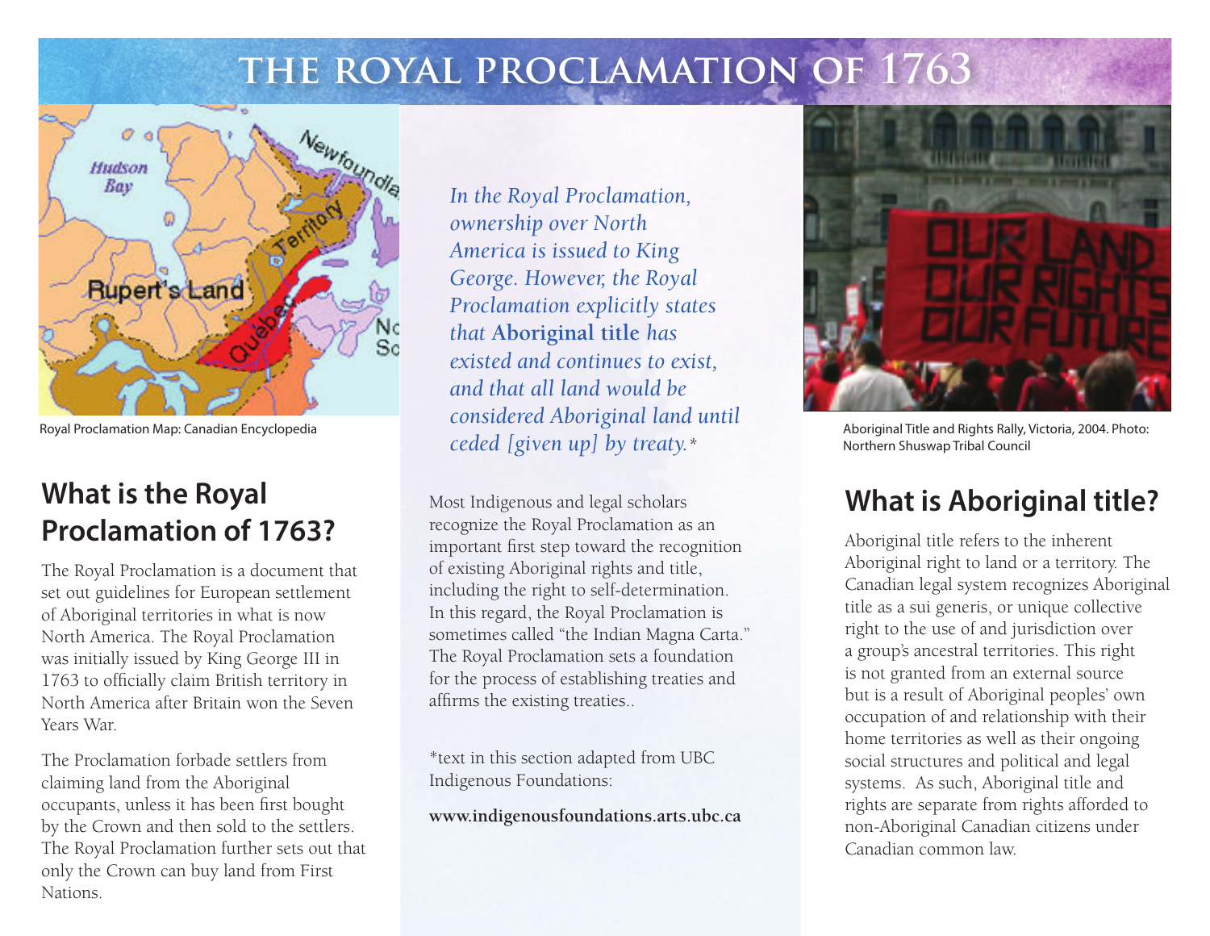# THE ROYAL PROCLAMATION OF 1763

Royal Proclamation Map: Canadian Encyclopedia

## What is the Royal Proclamation of 1763?

The Royal Proclamation is a document that set out guidelines for European settlement of Aboriginal territories in what is now North America. The Royal Proclamation was initially issued by King George III in 1763 to officially claim British territory in North America after Britain won the Seven Years War.

The Proclamation forbade settlers from claiming land from the Aboriginal occupants, unless it has been first bought by the Crown and then sold to the settlers. The Royal Proclamation further sets out that only the Crown can buy land from First Nations.

*In the Royal Proclamation, ownership over North America is issued to King George. However, the Royal Proclamation explicitly states that* **Aboriginal title** *has existed and continues to exist, and that all land would be considered Aboriginal land until ceded [given up] by treaty.**

Most Indigenous and legal scholars recognize the Royal Proclamation as an important first step toward the recognition of existing Aboriginal rights and title, including the right to self-determination. In this regard, the Royal Proclamation is sometimes called "the Indian Magna Carta." The Royal Proclamation sets a foundation for the process of establishing treaties and affirms the existing treaties..

*text in this section adapted from UBC Indigenous Foundations:

**www.indigenousfoundations.arts.ubc.ca**

Aboriginal Title and Rights Rally, Victoria, 2004. Photo: Northern Shuswap Tribal Council

## What is Aboriginal title?

Aboriginal title refers to the inherent Aboriginal right to land or a territory. The Canadian legal system recognizes Aboriginal title as a sui generis, or unique collective right to the use of and jurisdiction over a group's ancestral territories. This right is not granted from an external source but is a result of Aboriginal peoples' own occupation of and relationship with their home territories as well as their ongoing social structures and political and legal systems. As such, Aboriginal title and rights are separate from rights afforded to non-Aboriginal Canadian citizens under Canadian common law.